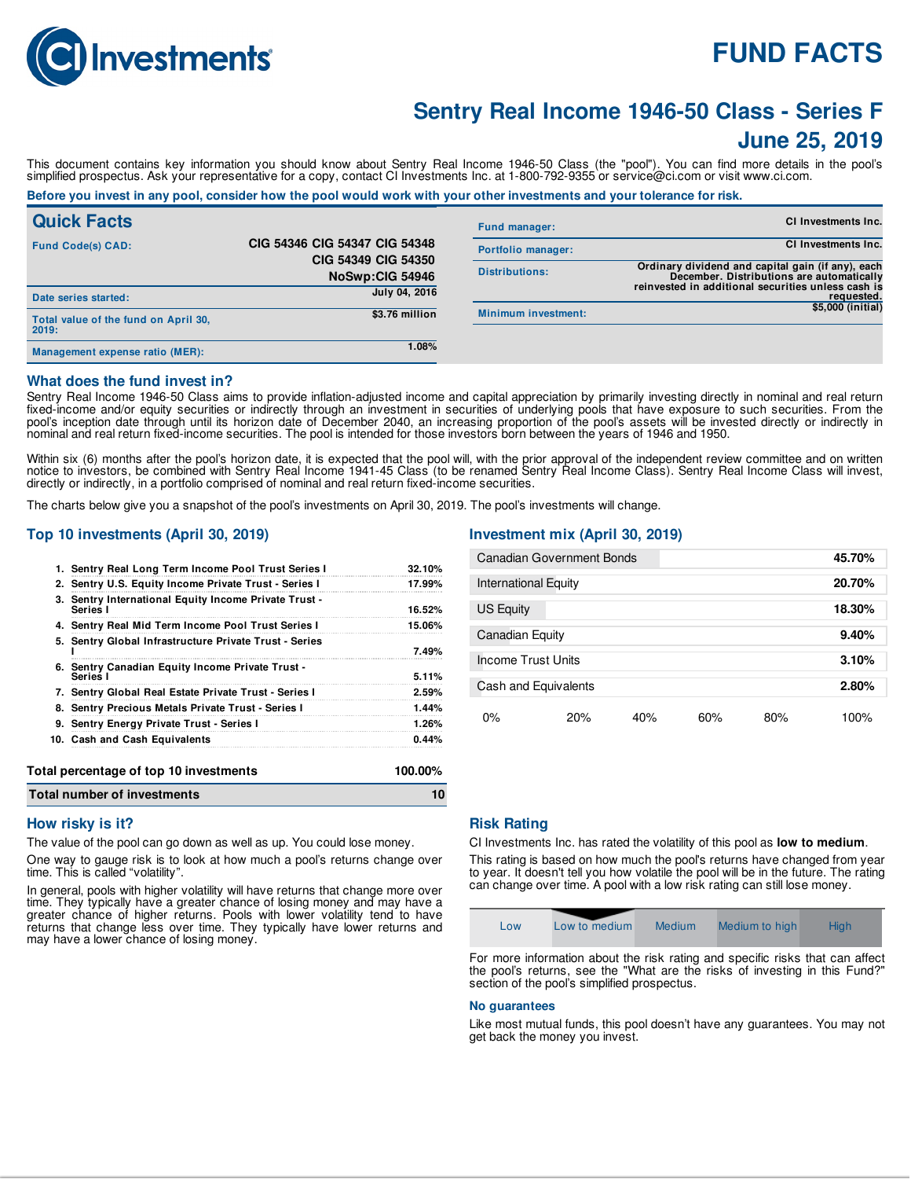# FUND FACTS

## Sentry Real Income 1946-50 Class - Series F
## June 25, 2019

This document contains key information you should know about Sentry Real Income 1946-50 Class (the "pool"). You can find more details in the pool's simplified prospectus. Ask your representative for a copy, contact CI Investments Inc. at 1-800-792-9355 or service@ci.com or visit www.ci.com.

**Before you invest in any pool, consider how the pool would work with your other investments and your tolerance for risk.**

## Quick Facts

| | |
|---|---|
| Fund Code(s) CAD: | CIG 54346 CIG 54347 CIG 54348 CIG 54349 CIG 54350 NoSwp:CIG 54946 |
| Date series started: | July 04, 2016 |
| Total value of the fund on April 30, 2019: | $3.76 million |
| Management expense ratio (MER): | 1.08% |
| Fund manager: | CI Investments Inc. |
| Portfolio manager: | CI Investments Inc. |
| Distributions: | Ordinary dividend and capital gain (if any), each December. Distributions are automatically reinvested in additional securities unless cash is requested. |
| Minimum investment: | $5,000 (initial) |

## What does the fund invest in?

Sentry Real Income 1946-50 Class aims to provide inflation-adjusted income and capital appreciation by primarily investing directly in nominal and real return fixed-income and/or equity securities or indirectly through an investment in securities of underlying pools that have exposure to such securities. From the pool's inception date through until its horizon date of December 2040, an increasing proportion of the pool's assets will be invested directly or indirectly in nominal and real return fixed-income securities. The pool is intended for those investors born between the years of 1946 and 1950.

Within six (6) months after the pool's horizon date, it is expected that the pool will, with the prior approval of the independent review committee and on written notice to investors, be combined with Sentry Real Income 1941-45 Class (to be renamed Sentry Real Income Class). Sentry Real Income Class will invest, directly or indirectly, in a portfolio comprised of nominal and real return fixed-income securities.

The charts below give you a snapshot of the pool's investments on April 30, 2019. The pool's investments will change.

### Top 10 investments (April 30, 2019)

| | Investment | % |
|---|---|---|
| 1. | Sentry Real Long Term Income Pool Trust Series I | 32.10% |
| 2. | Sentry U.S. Equity Income Private Trust - Series I | 17.99% |
| 3. | Sentry International Equity Income Private Trust - Series I | 16.52% |
| 4. | Sentry Real Mid Term Income Pool Trust Series I | 15.06% |
| 5. | Sentry Global Infrastructure Private Trust - Series I | 7.49% |
| 6. | Sentry Canadian Equity Income Private Trust - Series I | 5.11% |
| 7. | Sentry Global Real Estate Private Trust - Series I | 2.59% |
| 8. | Sentry Precious Metals Private Trust - Series I | 1.44% |
| 9. | Sentry Energy Private Trust - Series I | 1.26% |
| 10. | Cash and Cash Equivalents | 0.44% |
| | **Total percentage of top 10 investments** | **100.00%** |
| | **Total number of investments** | **10** |

### Investment mix (April 30, 2019)

| Asset | % |
|---|---|
| Canadian Government Bonds | 45.70% |
| International Equity | 20.70% |
| US Equity | 18.30% |
| Canadian Equity | 9.40% |
| Income Trust Units | 3.10% |
| Cash and Equivalents | 2.80% |

## How risky is it?

The value of the pool can go down as well as up. You could lose money.

One way to gauge risk is to look at how much a pool's returns change over time. This is called "volatility".

In general, pools with higher volatility will have returns that change more over time. They typically have a greater chance of losing money and may have a greater chance of higher returns. Pools with lower volatility tend to have returns that change less over time. They typically have lower returns and may have a lower chance of losing money.

### Risk Rating

CI Investments Inc. has rated the volatility of this pool as **low to medium**.

This rating is based on how much the pool's returns have changed from year to year. It doesn't tell you how volatile the pool will be in the future. The rating can change over time. A pool with a low risk rating can still lose money.

| Low | **Low to medium** | Medium | Medium to high | High |
|---|---|---|---|---|

For more information about the risk rating and specific risks that can affect the pool's returns, see the "What are the risks of investing in this Fund?" section of the pool's simplified prospectus.

### No guarantees

Like most mutual funds, this pool doesn't have any guarantees. You may not get back the money you invest.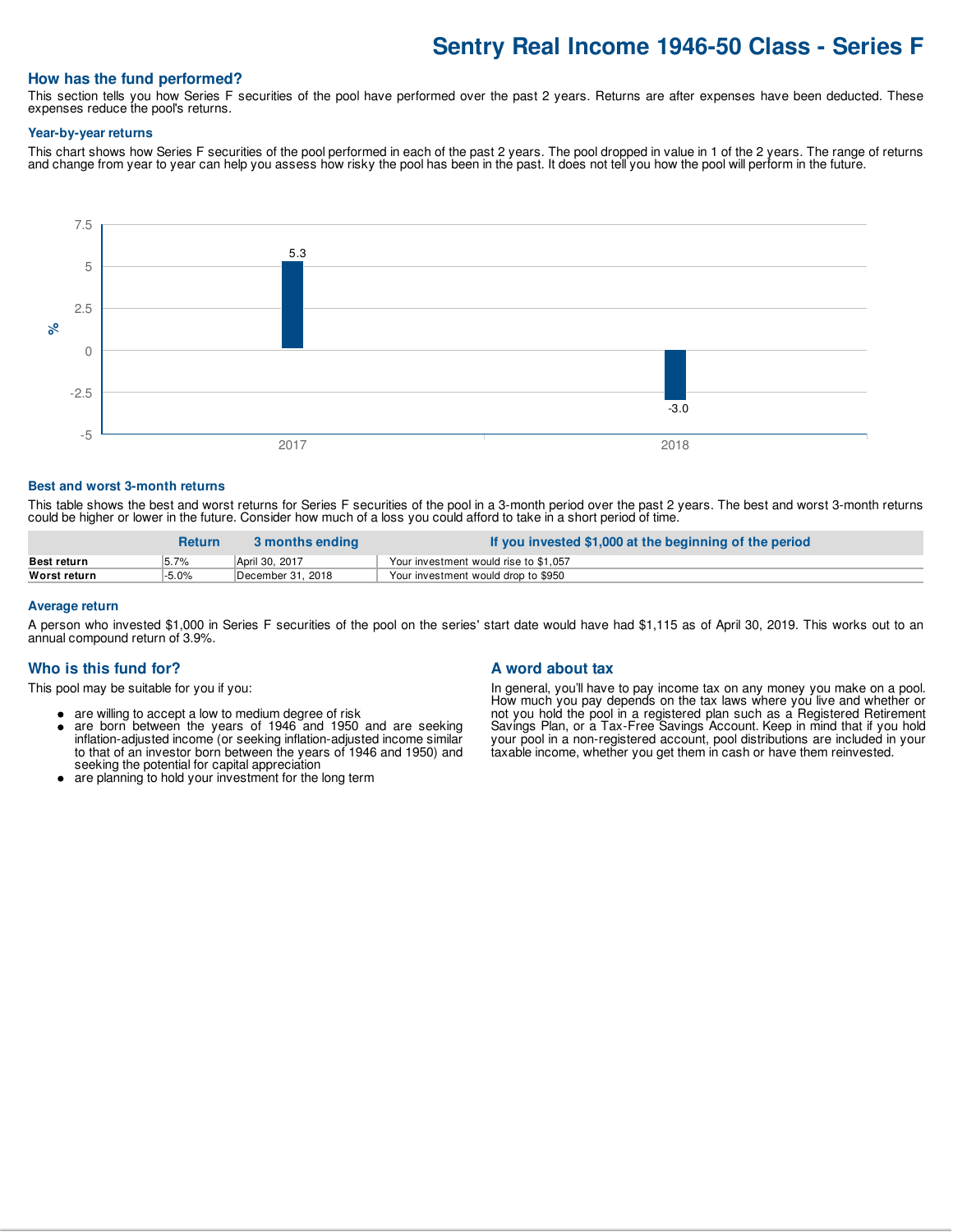# Sentry Real Income 1946-50 Class - Series F

## How has the fund performed?

This section tells you how Series F securities of the pool have performed over the past 2 years. Returns are after expenses have been deducted. These expenses reduce the pool's returns.

### Year-by-year returns

This chart shows how Series F securities of the pool performed in each of the past 2 years. The pool dropped in value in 1 of the 2 years. The range of returns and change from year to year can help you assess how risky the pool has been in the past. It does not tell you how the pool will perform in the future.

| Year | % |
|---|---|
| 2017 | 5.3 |
| 2018 | -3.0 |

### Best and worst 3-month returns

This table shows the best and worst returns for Series F securities of the pool in a 3-month period over the past 2 years. The best and worst 3-month returns could be higher or lower in the future. Consider how much of a loss you could afford to take in a short period of time.

| | Return | 3 months ending | If you invested $1,000 at the beginning of the period |
|---|---|---|---|
| **Best return** | 5.7% | April 30, 2017 | Your investment would rise to $1,057 |
| **Worst return** | -5.0% | December 31, 2018 | Your investment would drop to $950 |

### Average return

A person who invested $1,000 in Series F securities of the pool on the series' start date would have had $1,115 as of April 30, 2019. This works out to an annual compound return of 3.9%.

## Who is this fund for?

This pool may be suitable for you if you:

- are willing to accept a low to medium degree of risk
- are born between the years of 1946 and 1950 and are seeking inflation-adjusted income (or seeking inflation-adjusted income similar to that of an investor born between the years of 1946 and 1950) and seeking the potential for capital appreciation
- are planning to hold your investment for the long term

## A word about tax

In general, you'll have to pay income tax on any money you make on a pool. How much you pay depends on the tax laws where you live and whether or not you hold the pool in a registered plan such as a Registered Retirement Savings Plan, or a Tax-Free Savings Account. Keep in mind that if you hold your pool in a non-registered account, pool distributions are included in your taxable income, whether you get them in cash or have them reinvested.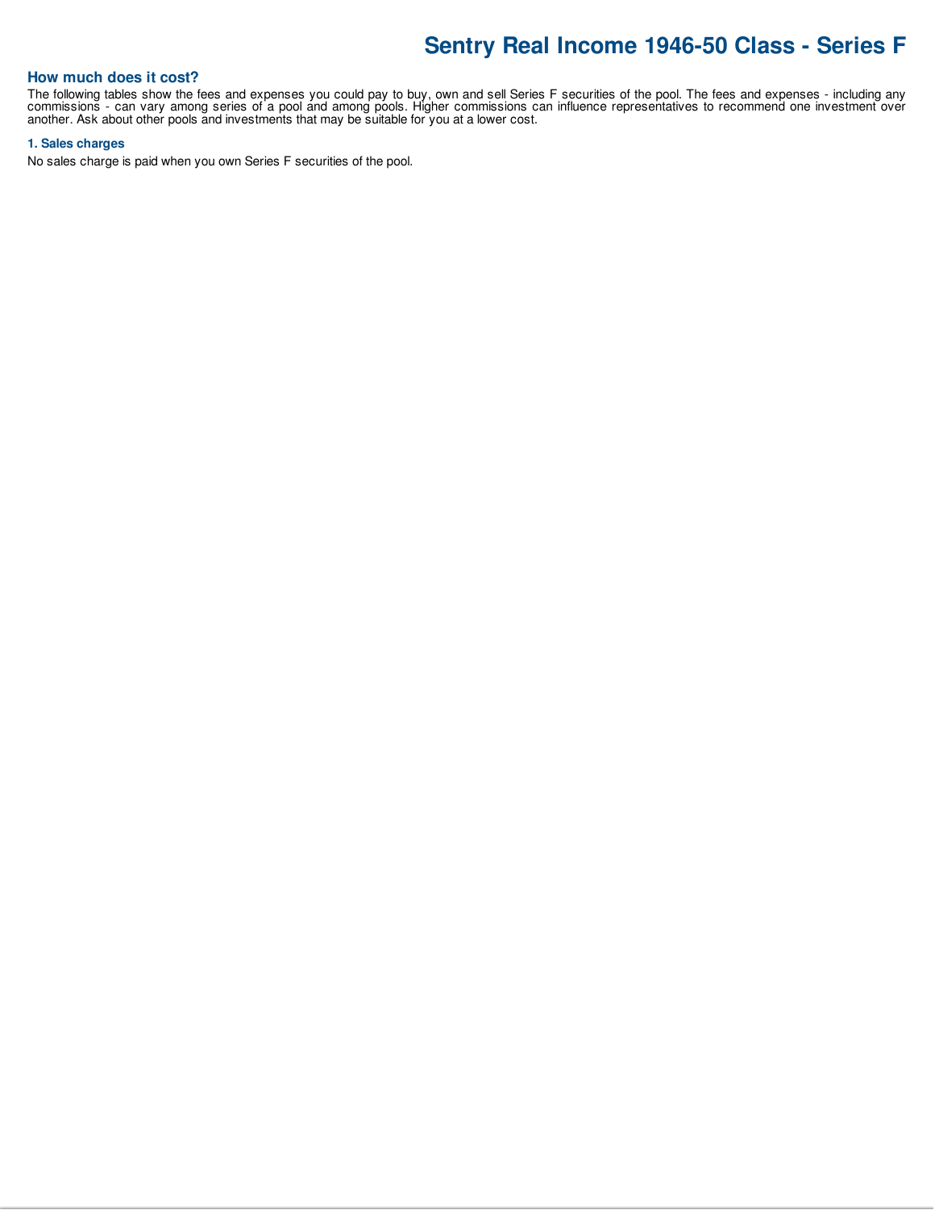# Sentry Real Income 1946-50 Class - Series F

## How much does it cost?

The following tables show the fees and expenses you could pay to buy, own and sell Series F securities of the pool. The fees and expenses - including any commissions - can vary among series of a pool and among pools. Higher commissions can influence representatives to recommend one investment over another. Ask about other pools and investments that may be suitable for you at a lower cost.

### 1. Sales charges

No sales charge is paid when you own Series F securities of the pool.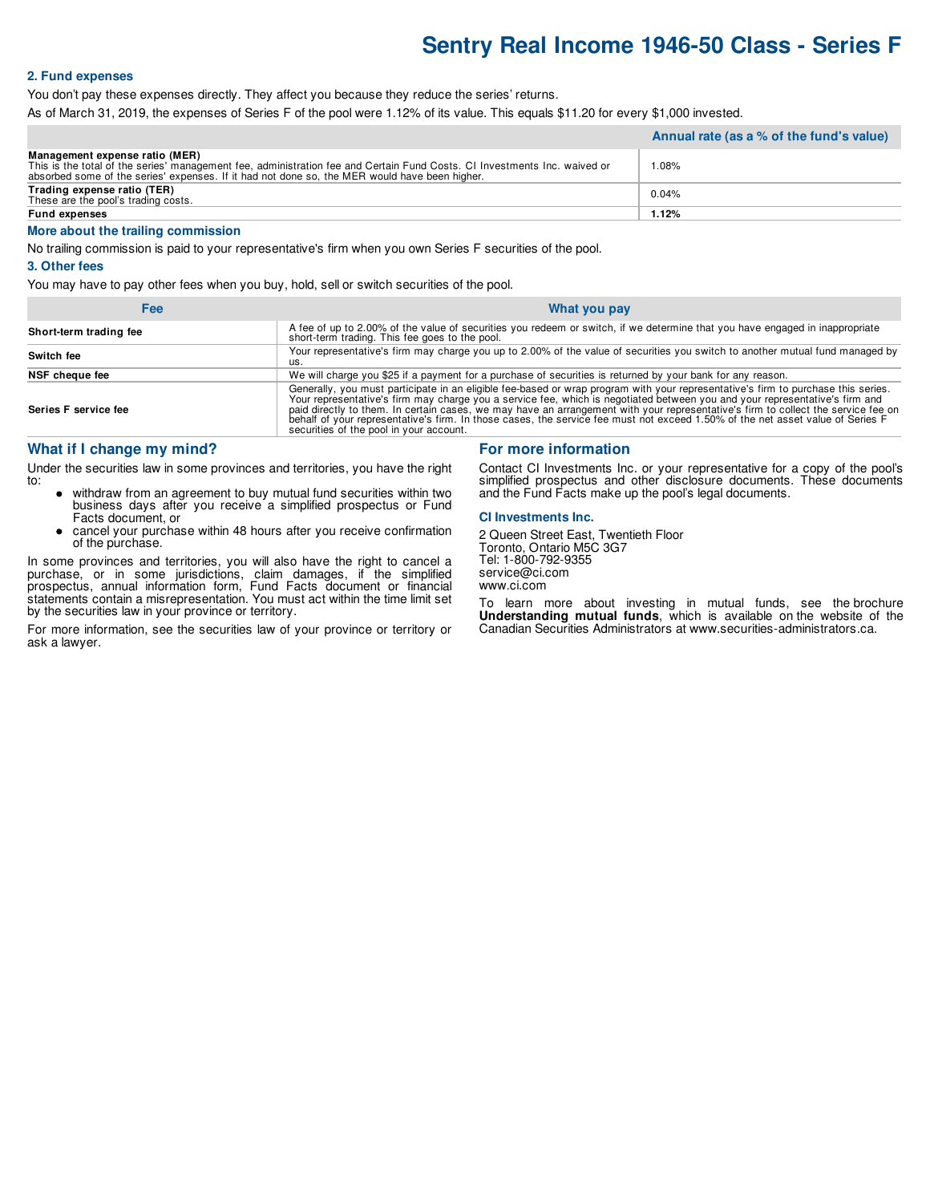# Sentry Real Income 1946-50 Class - Series F

## 2. Fund expenses

You don't pay these expenses directly. They affect you because they reduce the series' returns.

As of March 31, 2019, the expenses of Series F of the pool were 1.12% of its value. This equals $11.20 for every $1,000 invested.

| | Annual rate (as a % of the fund's value) |
|---|---|
| **Management expense ratio (MER)**<br>This is the total of the series' management fee, administration fee and Certain Fund Costs. CI Investments Inc. waived or absorbed some of the series' expenses. If it had not done so, the MER would have been higher. | 1.08% |
| **Trading expense ratio (TER)**<br>These are the pool's trading costs. | 0.04% |
| **Fund expenses** | **1.12%** |

### More about the trailing commission

No trailing commission is paid to your representative's firm when you own Series F securities of the pool.

## 3. Other fees

You may have to pay other fees when you buy, hold, sell or switch securities of the pool.

| Fee | What you pay |
|---|---|
| **Short-term trading fee** | A fee of up to 2.00% of the value of securities you redeem or switch, if we determine that you have engaged in inappropriate short-term trading. This fee goes to the pool. |
| **Switch fee** | Your representative's firm may charge you up to 2.00% of the value of securities you switch to another mutual fund managed by us. |
| **NSF cheque fee** | We will charge you $25 if a payment for a purchase of securities is returned by your bank for any reason. |
| **Series F service fee** | Generally, you must participate in an eligible fee-based or wrap program with your representative's firm to purchase this series. Your representative's firm may charge you a service fee, which is negotiated between you and your representative's firm and paid directly to them. In certain cases, we may have an arrangement with your representative's firm to collect the service fee on behalf of your representative's firm. In those cases, the service fee must not exceed 1.50% of the net asset value of Series F securities of the pool in your account. |

## What if I change my mind?

Under the securities law in some provinces and territories, you have the right to:

- withdraw from an agreement to buy mutual fund securities within two business days after you receive a simplified prospectus or Fund Facts document, or
- cancel your purchase within 48 hours after you receive confirmation of the purchase.

In some provinces and territories, you will also have the right to cancel a purchase, or in some jurisdictions, claim damages, if the simplified prospectus, annual information form, Fund Facts document or financial statements contain a misrepresentation. You must act within the time limit set by the securities law in your province or territory.

For more information, see the securities law of your province or territory or ask a lawyer.

## For more information

Contact CI Investments Inc. or your representative for a copy of the pool's simplified prospectus and other disclosure documents. These documents and the Fund Facts make up the pool's legal documents.

### CI Investments Inc.

2 Queen Street East, Twentieth Floor
Toronto, Ontario M5C 3G7
Tel: 1-800-792-9355
service@ci.com
www.ci.com

To learn more about investing in mutual funds, see the brochure **Understanding mutual funds**, which is available on the website of the Canadian Securities Administrators at www.securities-administrators.ca.